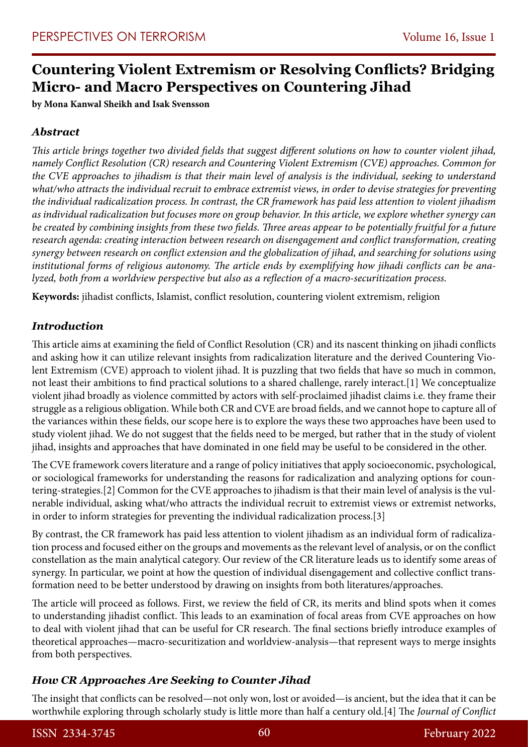# Countering Violent Extremism or Resolving Conflicts? Bridging Micro- and Macro Perspectives on Countering Jihad

**by Mona Kanwal Sheikh and Isak Svensson**

### *Abstract*

*This article brings together two divided fields that suggest different solutions on how to counter violent jihad, namely Conflict Resolution (CR) research and Countering Violent Extremism (CVE) approaches. Common for the CVE approaches to jihadism is that their main level of analysis is the individual, seeking to understand what/who attracts the individual recruit to embrace extremist views, in order to devise strategies for preventing the individual radicalization process. In contrast, the CR framework has paid less attention to violent jihadism as individual radicalization but focuses more on group behavior. In this article, we explore whether synergy can be created by combining insights from these two fields. Three areas appear to be potentially fruitful for a future research agenda: creating interaction between research on disengagement and conflict transformation, creating synergy between research on conflict extension and the globalization of jihad, and searching for solutions using institutional forms of religious autonomy. The article ends by exemplifying how jihadi conflicts can be analyzed, both from a worldview perspective but also as a reflection of a macro-securitization process.*

**Keywords:** jihadist conflicts, Islamist, conflict resolution, countering violent extremism, religion

### *Introduction*

This article aims at examining the field of Conflict Resolution (CR) and its nascent thinking on jihadi conflicts and asking how it can utilize relevant insights from radicalization literature and the derived Countering Violent Extremism (CVE) approach to violent jihad. It is puzzling that two fields that have so much in common, not least their ambitions to find practical solutions to a shared challenge, rarely interact.[1] We conceptualize violent jihad broadly as violence committed by actors with self-proclaimed jihadist claims i.e. they frame their struggle as a religious obligation. While both CR and CVE are broad fields, and we cannot hope to capture all of the variances within these fields, our scope here is to explore the ways these two approaches have been used to study violent jihad. We do not suggest that the fields need to be merged, but rather that in the study of violent jihad, insights and approaches that have dominated in one field may be useful to be considered in the other.

The CVE framework covers literature and a range of policy initiatives that apply socioeconomic, psychological, or sociological frameworks for understanding the reasons for radicalization and analyzing options for countering-strategies.[2] Common for the CVE approaches to jihadism is that their main level of analysis is the vulnerable individual, asking what/who attracts the individual recruit to extremist views or extremist networks, in order to inform strategies for preventing the individual radicalization process.[3]

By contrast, the CR framework has paid less attention to violent jihadism as an individual form of radicalization process and focused either on the groups and movements as the relevant level of analysis, or on the conflict constellation as the main analytical category. Our review of the CR literature leads us to identify some areas of synergy. In particular, we point at how the question of individual disengagement and collective conflict transformation need to be better understood by drawing on insights from both literatures/approaches.

The article will proceed as follows. First, we review the field of CR, its merits and blind spots when it comes to understanding jihadist conflict. This leads to an examination of focal areas from CVE approaches on how to deal with violent jihad that can be useful for CR research. The final sections briefly introduce examples of theoretical approaches—macro-securitization and worldview-analysis—that represent ways to merge insights from both perspectives.

### *How CR Approaches Are Seeking to Counter Jihad*

The insight that conflicts can be resolved—not only won, lost or avoided—is ancient, but the idea that it can be worthwhile exploring through scholarly study is little more than half a century old.[4] The *Journal of Conflict*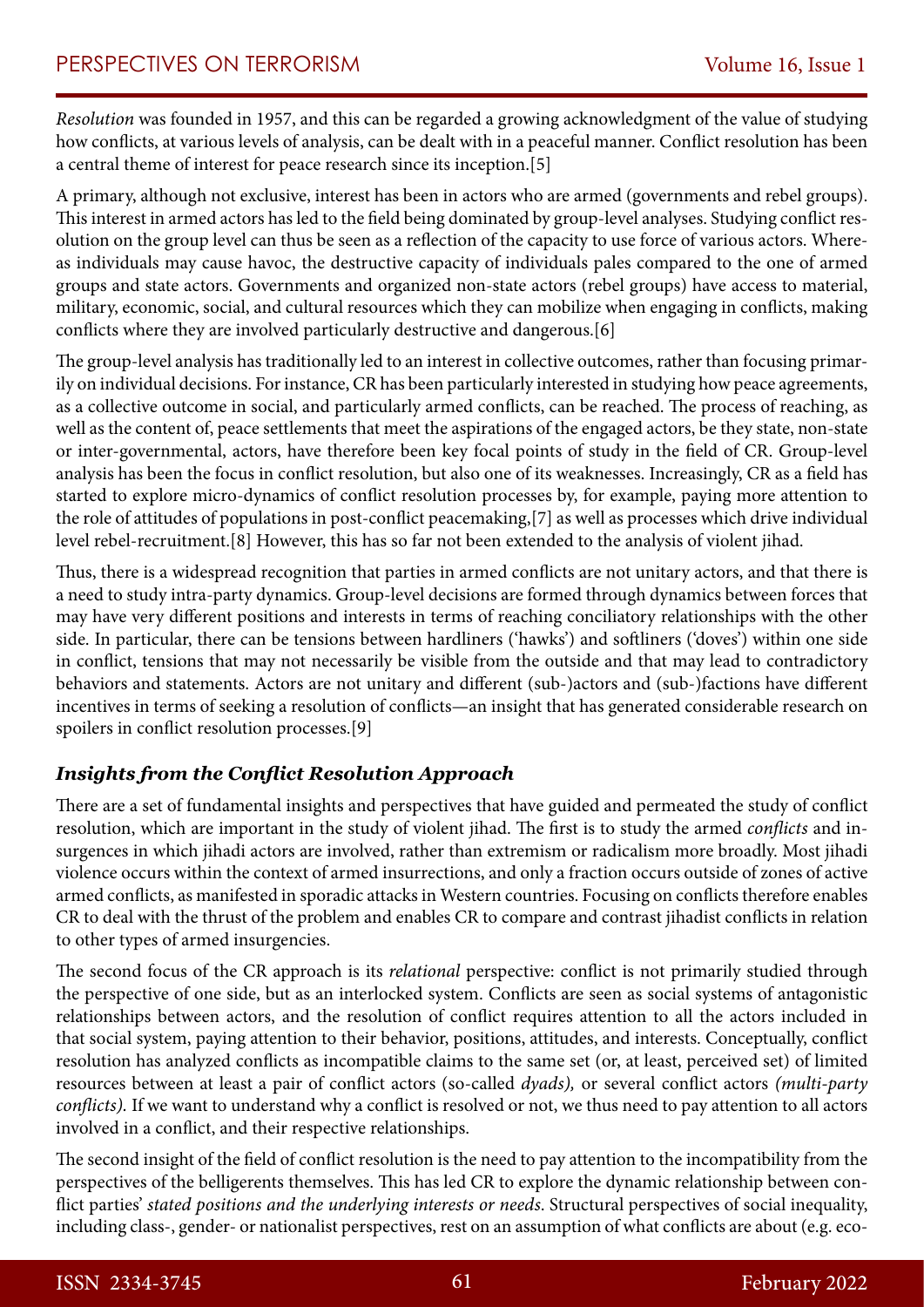*Resolution* was founded in 1957, and this can be regarded a growing acknowledgment of the value of studying how conflicts, at various levels of analysis, can be dealt with in a peaceful manner. Conflict resolution has been a central theme of interest for peace research since its inception.[5]

A primary, although not exclusive, interest has been in actors who are armed (governments and rebel groups). This interest in armed actors has led to the field being dominated by group-level analyses. Studying conflict resolution on the group level can thus be seen as a reflection of the capacity to use force of various actors. Whereas individuals may cause havoc, the destructive capacity of individuals pales compared to the one of armed groups and state actors. Governments and organized non-state actors (rebel groups) have access to material, military, economic, social, and cultural resources which they can mobilize when engaging in conflicts, making conflicts where they are involved particularly destructive and dangerous.[6]

The group-level analysis has traditionally led to an interest in collective outcomes, rather than focusing primarily on individual decisions. For instance, CR has been particularly interested in studying how peace agreements, as a collective outcome in social, and particularly armed conflicts, can be reached. The process of reaching, as well as the content of, peace settlements that meet the aspirations of the engaged actors, be they state, non-state or inter-governmental, actors, have therefore been key focal points of study in the field of CR. Group-level analysis has been the focus in conflict resolution, but also one of its weaknesses. Increasingly, CR as a field has started to explore micro-dynamics of conflict resolution processes by, for example, paying more attention to the role of attitudes of populations in post-conflict peacemaking,[7] as well as processes which drive individual level rebel-recruitment.[8] However, this has so far not been extended to the analysis of violent jihad.

Thus, there is a widespread recognition that parties in armed conflicts are not unitary actors, and that there is a need to study intra-party dynamics. Group-level decisions are formed through dynamics between forces that may have very different positions and interests in terms of reaching conciliatory relationships with the other side. In particular, there can be tensions between hardliners ('hawks') and softliners ('doves') within one side in conflict, tensions that may not necessarily be visible from the outside and that may lead to contradictory behaviors and statements. Actors are not unitary and different (sub-)actors and (sub-)factions have different incentives in terms of seeking a resolution of conflicts—an insight that has generated considerable research on spoilers in conflict resolution processes.[9]

### *Insights from the Conflict Resolution Approach*

There are a set of fundamental insights and perspectives that have guided and permeated the study of conflict resolution, which are important in the study of violent jihad. The first is to study the armed *conflicts* and insurgences in which jihadi actors are involved, rather than extremism or radicalism more broadly. Most jihadi violence occurs within the context of armed insurrections, and only a fraction occurs outside of zones of active armed conflicts, as manifested in sporadic attacks in Western countries. Focusing on conflicts therefore enables CR to deal with the thrust of the problem and enables CR to compare and contrast jihadist conflicts in relation to other types of armed insurgencies.

The second focus of the CR approach is its *relational* perspective: conflict is not primarily studied through the perspective of one side, but as an interlocked system. Conflicts are seen as social systems of antagonistic relationships between actors, and the resolution of conflict requires attention to all the actors included in that social system, paying attention to their behavior, positions, attitudes, and interests. Conceptually, conflict resolution has analyzed conflicts as incompatible claims to the same set (or, at least, perceived set) of limited resources between at least a pair of conflict actors (so-called *dyads),* or several conflict actors *(multi-party conflicts).* If we want to understand why a conflict is resolved or not, we thus need to pay attention to all actors involved in a conflict, and their respective relationships.

The second insight of the field of conflict resolution is the need to pay attention to the incompatibility from the perspectives of the belligerents themselves. This has led CR to explore the dynamic relationship between conflict parties' *stated positions and the underlying interests or needs*. Structural perspectives of social inequality, including class-, gender- or nationalist perspectives, rest on an assumption of what conflicts are about (e.g. eco-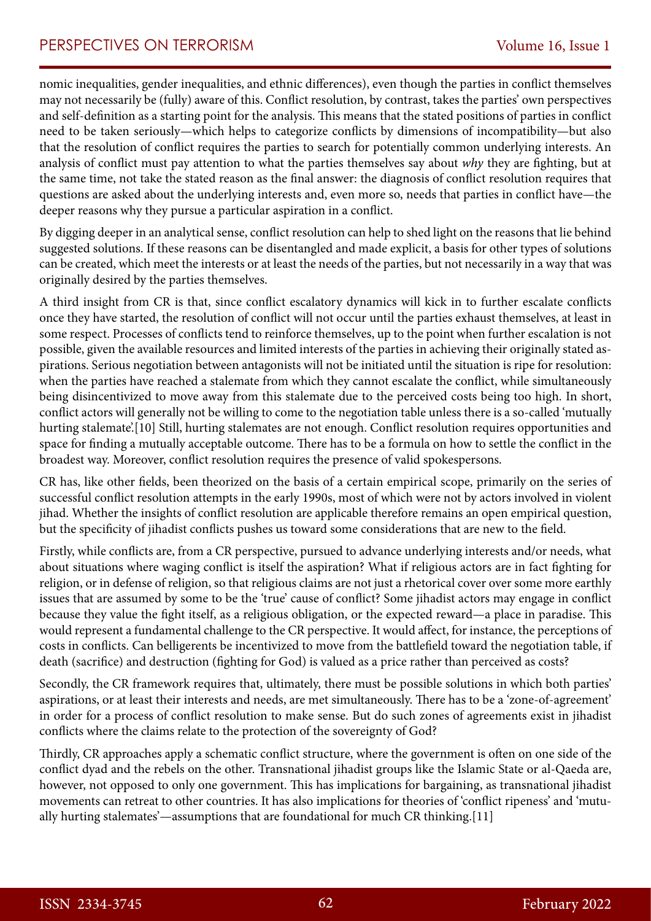nomic inequalities, gender inequalities, and ethnic differences), even though the parties in conflict themselves may not necessarily be (fully) aware of this. Conflict resolution, by contrast, takes the parties' own perspectives and self-definition as a starting point for the analysis. This means that the stated positions of parties in conflict need to be taken seriously—which helps to categorize conflicts by dimensions of incompatibility—but also that the resolution of conflict requires the parties to search for potentially common underlying interests. An analysis of conflict must pay attention to what the parties themselves say about *why* they are fighting, but at the same time, not take the stated reason as the final answer: the diagnosis of conflict resolution requires that questions are asked about the underlying interests and, even more so, needs that parties in conflict have—the deeper reasons why they pursue a particular aspiration in a conflict.

By digging deeper in an analytical sense, conflict resolution can help to shed light on the reasons that lie behind suggested solutions. If these reasons can be disentangled and made explicit, a basis for other types of solutions can be created, which meet the interests or at least the needs of the parties, but not necessarily in a way that was originally desired by the parties themselves.

A third insight from CR is that, since conflict escalatory dynamics will kick in to further escalate conflicts once they have started, the resolution of conflict will not occur until the parties exhaust themselves, at least in some respect. Processes of conflicts tend to reinforce themselves, up to the point when further escalation is not possible, given the available resources and limited interests of the parties in achieving their originally stated aspirations. Serious negotiation between antagonists will not be initiated until the situation is ripe for resolution: when the parties have reached a stalemate from which they cannot escalate the conflict, while simultaneously being disincentivized to move away from this stalemate due to the perceived costs being too high. In short, conflict actors will generally not be willing to come to the negotiation table unless there is a so-called 'mutually hurting stalemate'.[10] Still, hurting stalemates are not enough. Conflict resolution requires opportunities and space for finding a mutually acceptable outcome. There has to be a formula on how to settle the conflict in the broadest way. Moreover, conflict resolution requires the presence of valid spokespersons.

CR has, like other fields, been theorized on the basis of a certain empirical scope, primarily on the series of successful conflict resolution attempts in the early 1990s, most of which were not by actors involved in violent jihad. Whether the insights of conflict resolution are applicable therefore remains an open empirical question, but the specificity of jihadist conflicts pushes us toward some considerations that are new to the field.

Firstly, while conflicts are, from a CR perspective, pursued to advance underlying interests and/or needs, what about situations where waging conflict is itself the aspiration? What if religious actors are in fact fighting for religion, or in defense of religion, so that religious claims are not just a rhetorical cover over some more earthly issues that are assumed by some to be the 'true' cause of conflict? Some jihadist actors may engage in conflict because they value the fight itself, as a religious obligation, or the expected reward—a place in paradise. This would represent a fundamental challenge to the CR perspective. It would affect, for instance, the perceptions of costs in conflicts. Can belligerents be incentivized to move from the battlefield toward the negotiation table, if death (sacrifice) and destruction (fighting for God) is valued as a price rather than perceived as costs?

Secondly, the CR framework requires that, ultimately, there must be possible solutions in which both parties' aspirations, or at least their interests and needs, are met simultaneously. There has to be a 'zone-of-agreement' in order for a process of conflict resolution to make sense. But do such zones of agreements exist in jihadist conflicts where the claims relate to the protection of the sovereignty of God?

Thirdly, CR approaches apply a schematic conflict structure, where the government is often on one side of the conflict dyad and the rebels on the other. Transnational jihadist groups like the Islamic State or al-Qaeda are, however, not opposed to only one government. This has implications for bargaining, as transnational jihadist movements can retreat to other countries. It has also implications for theories of 'conflict ripeness' and 'mutually hurting stalemates'—assumptions that are foundational for much CR thinking.[11]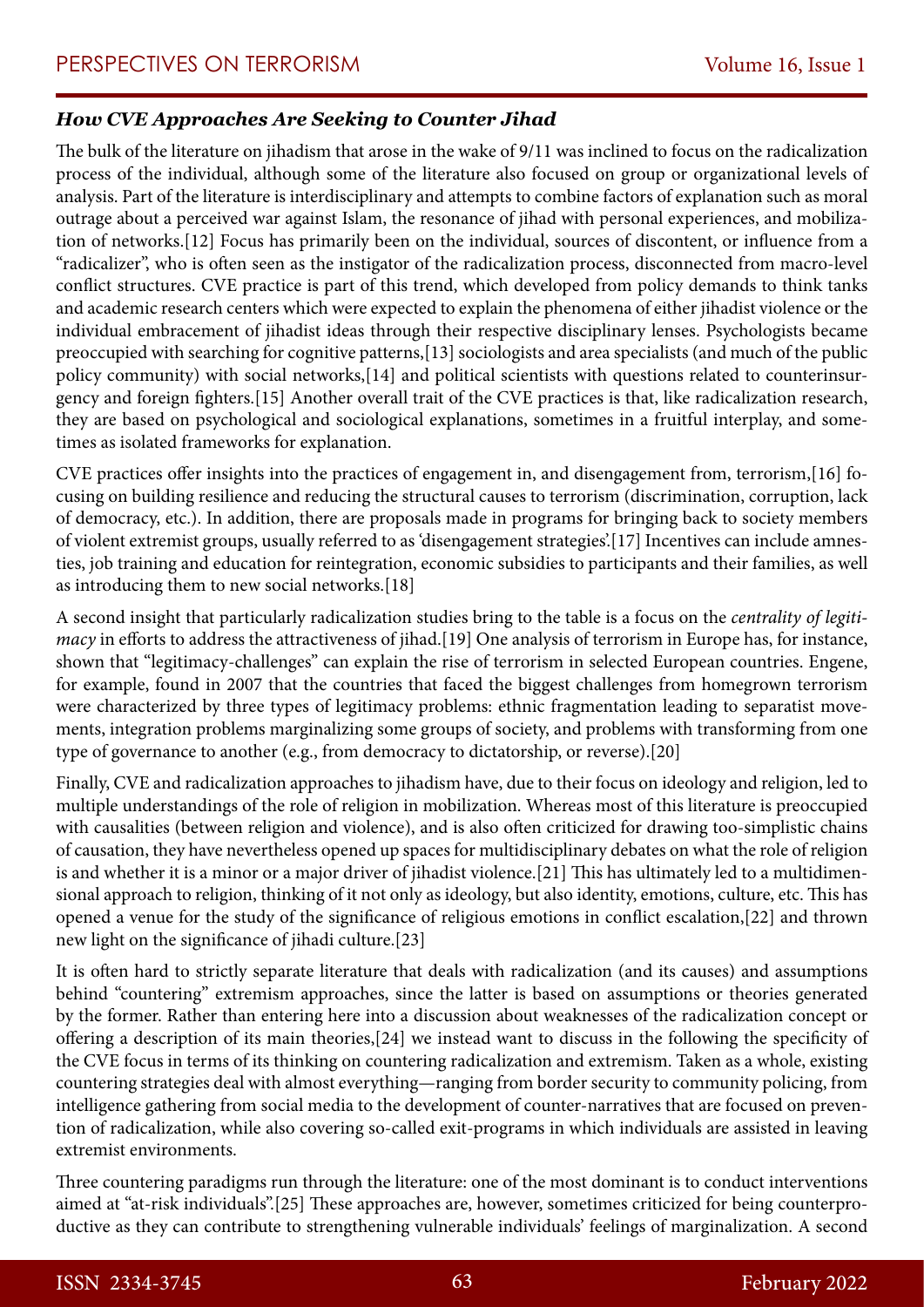### *How CVE Approaches Are Seeking to Counter Jihad*

The bulk of the literature on jihadism that arose in the wake of 9/11 was inclined to focus on the radicalization process of the individual, although some of the literature also focused on group or organizational levels of analysis. Part of the literature is interdisciplinary and attempts to combine factors of explanation such as moral outrage about a perceived war against Islam, the resonance of jihad with personal experiences, and mobilization of networks.[12] Focus has primarily been on the individual, sources of discontent, or influence from a "radicalizer", who is often seen as the instigator of the radicalization process, disconnected from macro-level conflict structures. CVE practice is part of this trend, which developed from policy demands to think tanks and academic research centers which were expected to explain the phenomena of either jihadist violence or the individual embracement of jihadist ideas through their respective disciplinary lenses. Psychologists became preoccupied with searching for cognitive patterns,[13] sociologists and area specialists (and much of the public policy community) with social networks,[14] and political scientists with questions related to counterinsurgency and foreign fighters.[15] Another overall trait of the CVE practices is that, like radicalization research, they are based on psychological and sociological explanations, sometimes in a fruitful interplay, and sometimes as isolated frameworks for explanation.

CVE practices offer insights into the practices of engagement in, and disengagement from, terrorism,[16] focusing on building resilience and reducing the structural causes to terrorism (discrimination, corruption, lack of democracy, etc.). In addition, there are proposals made in programs for bringing back to society members of violent extremist groups, usually referred to as 'disengagement strategies'.[17] Incentives can include amnesties, job training and education for reintegration, economic subsidies to participants and their families, as well as introducing them to new social networks.[18]

A second insight that particularly radicalization studies bring to the table is a focus on the *centrality of legitimacy* in efforts to address the attractiveness of jihad.[19] One analysis of terrorism in Europe has, for instance, shown that "legitimacy-challenges" can explain the rise of terrorism in selected European countries. Engene, for example, found in 2007 that the countries that faced the biggest challenges from homegrown terrorism were characterized by three types of legitimacy problems: ethnic fragmentation leading to separatist movements, integration problems marginalizing some groups of society, and problems with transforming from one type of governance to another (e.g., from democracy to dictatorship, or reverse).[20]

Finally, CVE and radicalization approaches to jihadism have, due to their focus on ideology and religion, led to multiple understandings of the role of religion in mobilization. Whereas most of this literature is preoccupied with causalities (between religion and violence), and is also often criticized for drawing too-simplistic chains of causation, they have nevertheless opened up spaces for multidisciplinary debates on what the role of religion is and whether it is a minor or a major driver of jihadist violence.[21] This has ultimately led to a multidimensional approach to religion, thinking of it not only as ideology, but also identity, emotions, culture, etc. This has opened a venue for the study of the significance of religious emotions in conflict escalation,[22] and thrown new light on the significance of jihadi culture.[23]

It is often hard to strictly separate literature that deals with radicalization (and its causes) and assumptions behind "countering" extremism approaches, since the latter is based on assumptions or theories generated by the former. Rather than entering here into a discussion about weaknesses of the radicalization concept or offering a description of its main theories,[24] we instead want to discuss in the following the specificity of the CVE focus in terms of its thinking on countering radicalization and extremism. Taken as a whole, existing countering strategies deal with almost everything—ranging from border security to community policing, from intelligence gathering from social media to the development of counter-narratives that are focused on prevention of radicalization, while also covering so-called exit-programs in which individuals are assisted in leaving extremist environments.

Three countering paradigms run through the literature: one of the most dominant is to conduct interventions aimed at "at-risk individuals".[25] These approaches are, however, sometimes criticized for being counterproductive as they can contribute to strengthening vulnerable individuals' feelings of marginalization. A second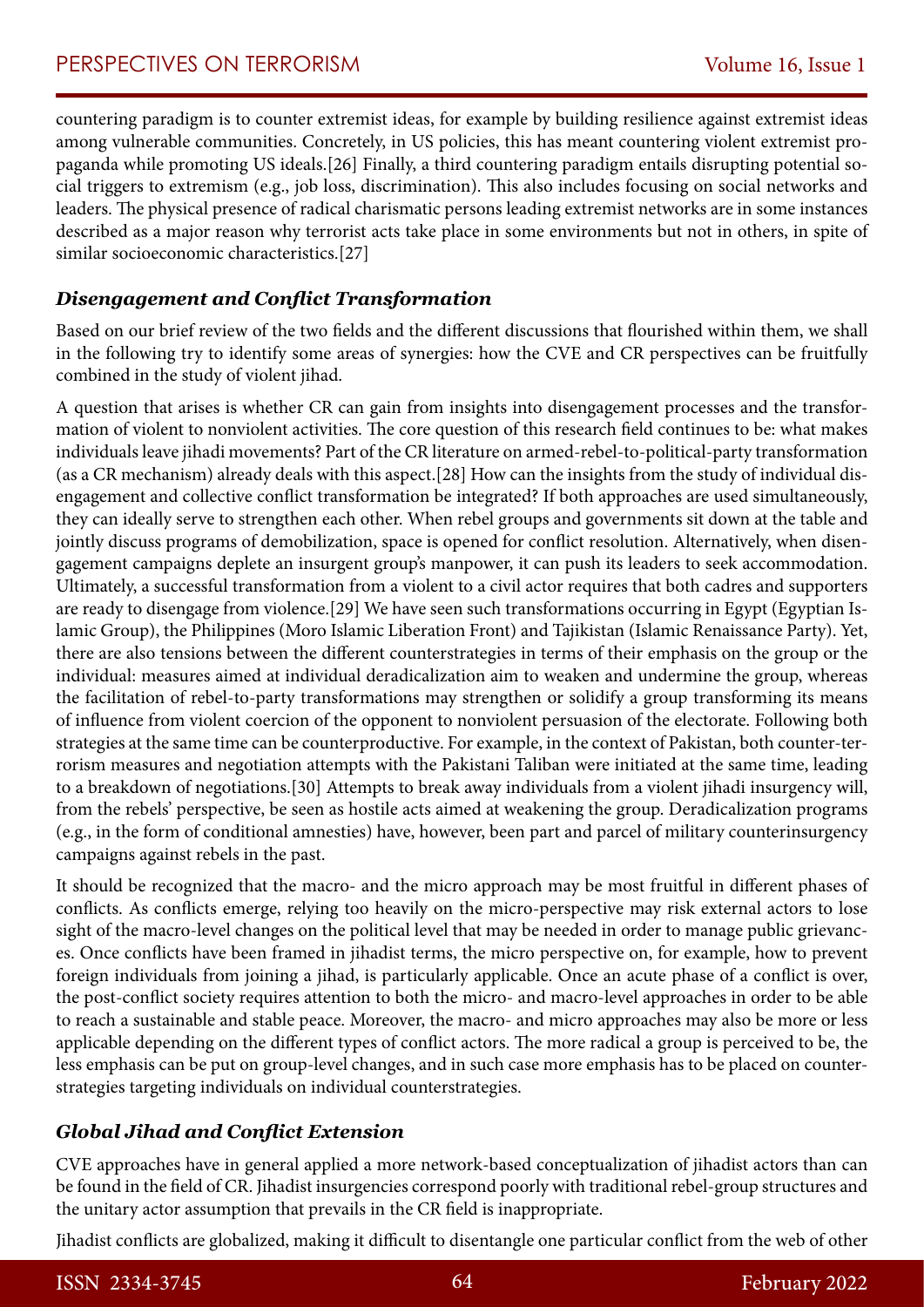countering paradigm is to counter extremist ideas, for example by building resilience against extremist ideas among vulnerable communities. Concretely, in US policies, this has meant countering violent extremist propaganda while promoting US ideals.[26] Finally, a third countering paradigm entails disrupting potential social triggers to extremism (e.g., job loss, discrimination). This also includes focusing on social networks and leaders. The physical presence of radical charismatic persons leading extremist networks are in some instances described as a major reason why terrorist acts take place in some environments but not in others, in spite of similar socioeconomic characteristics.[27]

### *Disengagement and Conflict Transformation*

Based on our brief review of the two fields and the different discussions that flourished within them, we shall in the following try to identify some areas of synergies: how the CVE and CR perspectives can be fruitfully combined in the study of violent jihad.

A question that arises is whether CR can gain from insights into disengagement processes and the transformation of violent to nonviolent activities. The core question of this research field continues to be: what makes individuals leave jihadi movements? Part of the CR literature on armed-rebel-to-political-party transformation (as a CR mechanism) already deals with this aspect.[28] How can the insights from the study of individual disengagement and collective conflict transformation be integrated? If both approaches are used simultaneously, they can ideally serve to strengthen each other. When rebel groups and governments sit down at the table and jointly discuss programs of demobilization, space is opened for conflict resolution. Alternatively, when disengagement campaigns deplete an insurgent group's manpower, it can push its leaders to seek accommodation. Ultimately, a successful transformation from a violent to a civil actor requires that both cadres and supporters are ready to disengage from violence.[29] We have seen such transformations occurring in Egypt (Egyptian Islamic Group), the Philippines (Moro Islamic Liberation Front) and Tajikistan (Islamic Renaissance Party). Yet, there are also tensions between the different counterstrategies in terms of their emphasis on the group or the individual: measures aimed at individual deradicalization aim to weaken and undermine the group, whereas the facilitation of rebel-to-party transformations may strengthen or solidify a group transforming its means of influence from violent coercion of the opponent to nonviolent persuasion of the electorate. Following both strategies at the same time can be counterproductive. For example, in the context of Pakistan, both counter-terrorism measures and negotiation attempts with the Pakistani Taliban were initiated at the same time, leading to a breakdown of negotiations.[30] Attempts to break away individuals from a violent jihadi insurgency will, from the rebels' perspective, be seen as hostile acts aimed at weakening the group. Deradicalization programs (e.g., in the form of conditional amnesties) have, however, been part and parcel of military counterinsurgency campaigns against rebels in the past.

It should be recognized that the macro- and the micro approach may be most fruitful in different phases of conflicts. As conflicts emerge, relying too heavily on the micro-perspective may risk external actors to lose sight of the macro-level changes on the political level that may be needed in order to manage public grievances. Once conflicts have been framed in jihadist terms, the micro perspective on, for example, how to prevent foreign individuals from joining a jihad, is particularly applicable. Once an acute phase of a conflict is over, the post-conflict society requires attention to both the micro- and macro-level approaches in order to be able to reach a sustainable and stable peace. Moreover, the macro- and micro approaches may also be more or less applicable depending on the different types of conflict actors. The more radical a group is perceived to be, the less emphasis can be put on group-level changes, and in such case more emphasis has to be placed on counterstrategies targeting individuals on individual counterstrategies.

### *Global Jihad and Conflict Extension*

CVE approaches have in general applied a more network-based conceptualization of jihadist actors than can be found in the field of CR. Jihadist insurgencies correspond poorly with traditional rebel-group structures and the unitary actor assumption that prevails in the CR field is inappropriate.

Jihadist conflicts are globalized, making it difficult to disentangle one particular conflict from the web of other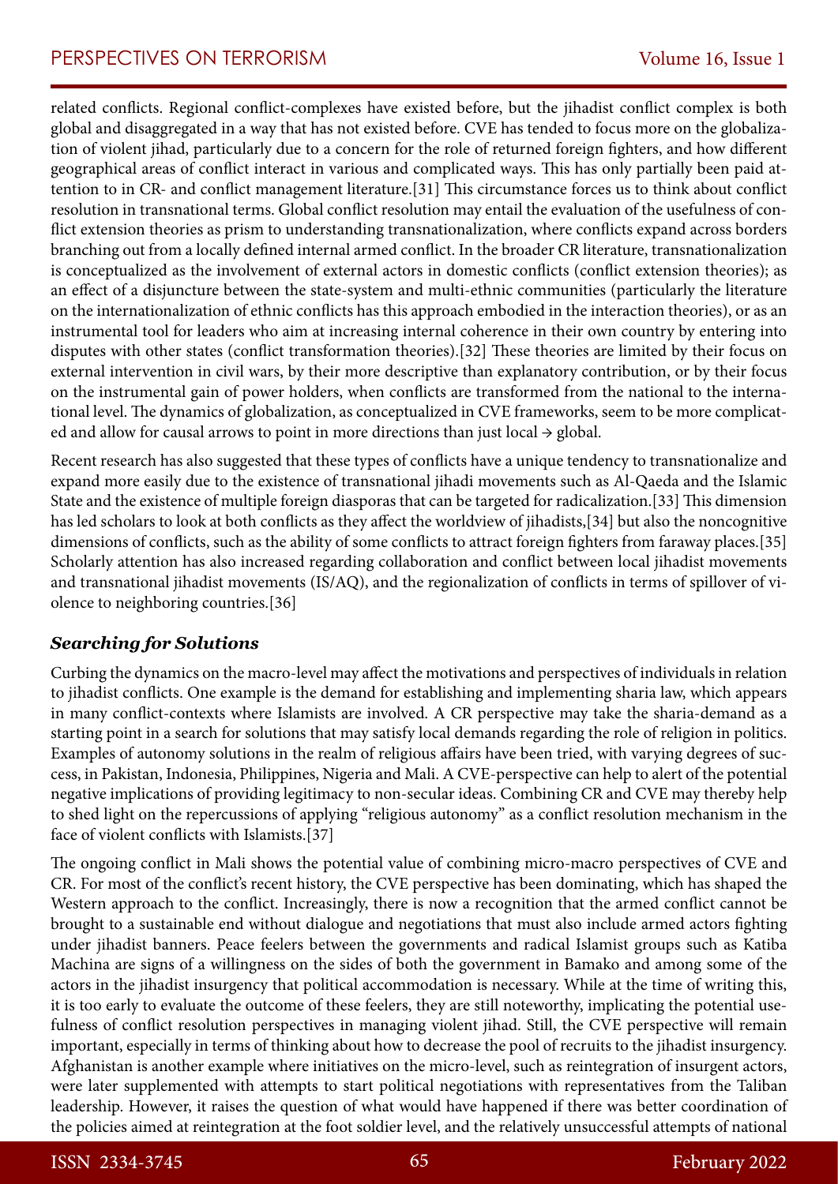related conflicts. Regional conflict-complexes have existed before, but the jihadist conflict complex is both global and disaggregated in a way that has not existed before. CVE has tended to focus more on the globalization of violent jihad, particularly due to a concern for the role of returned foreign fighters, and how different geographical areas of conflict interact in various and complicated ways. This has only partially been paid attention to in CR- and conflict management literature.[31] This circumstance forces us to think about conflict resolution in transnational terms. Global conflict resolution may entail the evaluation of the usefulness of conflict extension theories as prism to understanding transnationalization, where conflicts expand across borders branching out from a locally defined internal armed conflict. In the broader CR literature, transnationalization is conceptualized as the involvement of external actors in domestic conflicts (conflict extension theories); as an effect of a disjuncture between the state-system and multi-ethnic communities (particularly the literature on the internationalization of ethnic conflicts has this approach embodied in the interaction theories), or as an instrumental tool for leaders who aim at increasing internal coherence in their own country by entering into disputes with other states (conflict transformation theories).[32] These theories are limited by their focus on external intervention in civil wars, by their more descriptive than explanatory contribution, or by their focus on the instrumental gain of power holders, when conflicts are transformed from the national to the international level. The dynamics of globalization, as conceptualized in CVE frameworks, seem to be more complicated and allow for causal arrows to point in more directions than just local → global.

Recent research has also suggested that these types of conflicts have a unique tendency to transnationalize and expand more easily due to the existence of transnational jihadi movements such as Al-Qaeda and the Islamic State and the existence of multiple foreign diasporas that can be targeted for radicalization.[33] This dimension has led scholars to look at both conflicts as they affect the worldview of jihadists,[34] but also the noncognitive dimensions of conflicts, such as the ability of some conflicts to attract foreign fighters from faraway places.[35] Scholarly attention has also increased regarding collaboration and conflict between local jihadist movements and transnational jihadist movements (IS/AQ), and the regionalization of conflicts in terms of spillover of violence to neighboring countries.[36]

### ***Searching for Solutions***

Curbing the dynamics on the macro-level may affect the motivations and perspectives of individuals in relation to jihadist conflicts. One example is the demand for establishing and implementing sharia law, which appears in many conflict-contexts where Islamists are involved. A CR perspective may take the sharia-demand as a starting point in a search for solutions that may satisfy local demands regarding the role of religion in politics. Examples of autonomy solutions in the realm of religious affairs have been tried, with varying degrees of success, in Pakistan, Indonesia, Philippines, Nigeria and Mali. A CVE-perspective can help to alert of the potential negative implications of providing legitimacy to non-secular ideas. Combining CR and CVE may thereby help to shed light on the repercussions of applying "religious autonomy" as a conflict resolution mechanism in the face of violent conflicts with Islamists.[37]

The ongoing conflict in Mali shows the potential value of combining micro-macro perspectives of CVE and CR. For most of the conflict's recent history, the CVE perspective has been dominating, which has shaped the Western approach to the conflict. Increasingly, there is now a recognition that the armed conflict cannot be brought to a sustainable end without dialogue and negotiations that must also include armed actors fighting under jihadist banners. Peace feelers between the governments and radical Islamist groups such as Katiba Machina are signs of a willingness on the sides of both the government in Bamako and among some of the actors in the jihadist insurgency that political accommodation is necessary. While at the time of writing this, it is too early to evaluate the outcome of these feelers, they are still noteworthy, implicating the potential usefulness of conflict resolution perspectives in managing violent jihad. Still, the CVE perspective will remain important, especially in terms of thinking about how to decrease the pool of recruits to the jihadist insurgency. Afghanistan is another example where initiatives on the micro-level, such as reintegration of insurgent actors, were later supplemented with attempts to start political negotiations with representatives from the Taliban leadership. However, it raises the question of what would have happened if there was better coordination of the policies aimed at reintegration at the foot soldier level, and the relatively unsuccessful attempts of national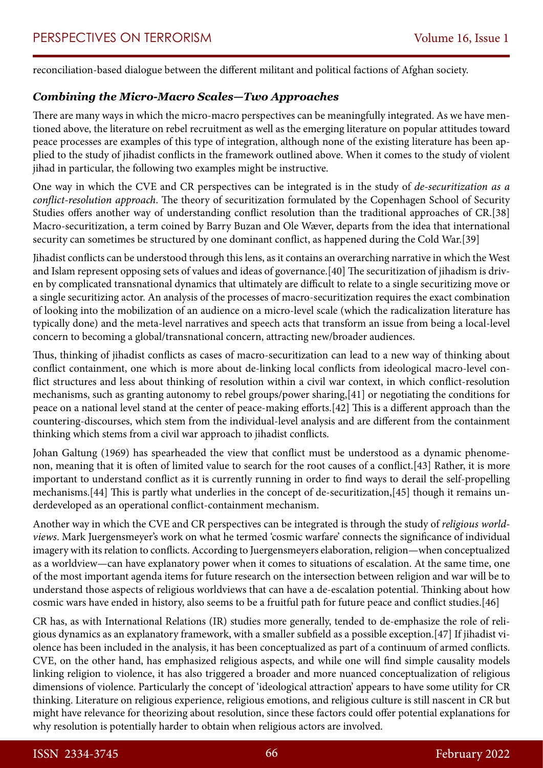reconciliation-based dialogue between the different militant and political factions of Afghan society.

### *Combining the Micro-Macro Scales—Two Approaches*

There are many ways in which the micro-macro perspectives can be meaningfully integrated. As we have mentioned above, the literature on rebel recruitment as well as the emerging literature on popular attitudes toward peace processes are examples of this type of integration, although none of the existing literature has been applied to the study of jihadist conflicts in the framework outlined above. When it comes to the study of violent jihad in particular, the following two examples might be instructive.

One way in which the CVE and CR perspectives can be integrated is in the study of *de-securitization as a conflict-resolution approach*. The theory of securitization formulated by the Copenhagen School of Security Studies offers another way of understanding conflict resolution than the traditional approaches of CR.[38] Macro-securitization, a term coined by Barry Buzan and Ole Wæver, departs from the idea that international security can sometimes be structured by one dominant conflict, as happened during the Cold War.[39]

Jihadist conflicts can be understood through this lens, as it contains an overarching narrative in which the West and Islam represent opposing sets of values and ideas of governance.[40] The securitization of jihadism is driven by complicated transnational dynamics that ultimately are difficult to relate to a single securitizing move or a single securitizing actor. An analysis of the processes of macro-securitization requires the exact combination of looking into the mobilization of an audience on a micro-level scale (which the radicalization literature has typically done) and the meta-level narratives and speech acts that transform an issue from being a local-level concern to becoming a global/transnational concern, attracting new/broader audiences.

Thus, thinking of jihadist conflicts as cases of macro-securitization can lead to a new way of thinking about conflict containment, one which is more about de-linking local conflicts from ideological macro-level conflict structures and less about thinking of resolution within a civil war context, in which conflict-resolution mechanisms, such as granting autonomy to rebel groups/power sharing,[41] or negotiating the conditions for peace on a national level stand at the center of peace-making efforts.[42] This is a different approach than the countering-discourses, which stem from the individual-level analysis and are different from the containment thinking which stems from a civil war approach to jihadist conflicts.

Johan Galtung (1969) has spearheaded the view that conflict must be understood as a dynamic phenomenon, meaning that it is often of limited value to search for the root causes of a conflict.[43] Rather, it is more important to understand conflict as it is currently running in order to find ways to derail the self-propelling mechanisms.[44] This is partly what underlies in the concept of de-securitization,[45] though it remains underdeveloped as an operational conflict-containment mechanism.

Another way in which the CVE and CR perspectives can be integrated is through the study of *religious worldviews*. Mark Juergensmeyer's work on what he termed 'cosmic warfare' connects the significance of individual imagery with its relation to conflicts. According to Juergensmeyers elaboration, religion—when conceptualized as a worldview—can have explanatory power when it comes to situations of escalation. At the same time, one of the most important agenda items for future research on the intersection between religion and war will be to understand those aspects of religious worldviews that can have a de-escalation potential. Thinking about how cosmic wars have ended in history, also seems to be a fruitful path for future peace and conflict studies.[46]

CR has, as with International Relations (IR) studies more generally, tended to de-emphasize the role of religious dynamics as an explanatory framework, with a smaller subfield as a possible exception.[47] If jihadist violence has been included in the analysis, it has been conceptualized as part of a continuum of armed conflicts. CVE, on the other hand, has emphasized religious aspects, and while one will find simple causality models linking religion to violence, it has also triggered a broader and more nuanced conceptualization of religious dimensions of violence. Particularly the concept of 'ideological attraction' appears to have some utility for CR thinking. Literature on religious experience, religious emotions, and religious culture is still nascent in CR but might have relevance for theorizing about resolution, since these factors could offer potential explanations for why resolution is potentially harder to obtain when religious actors are involved.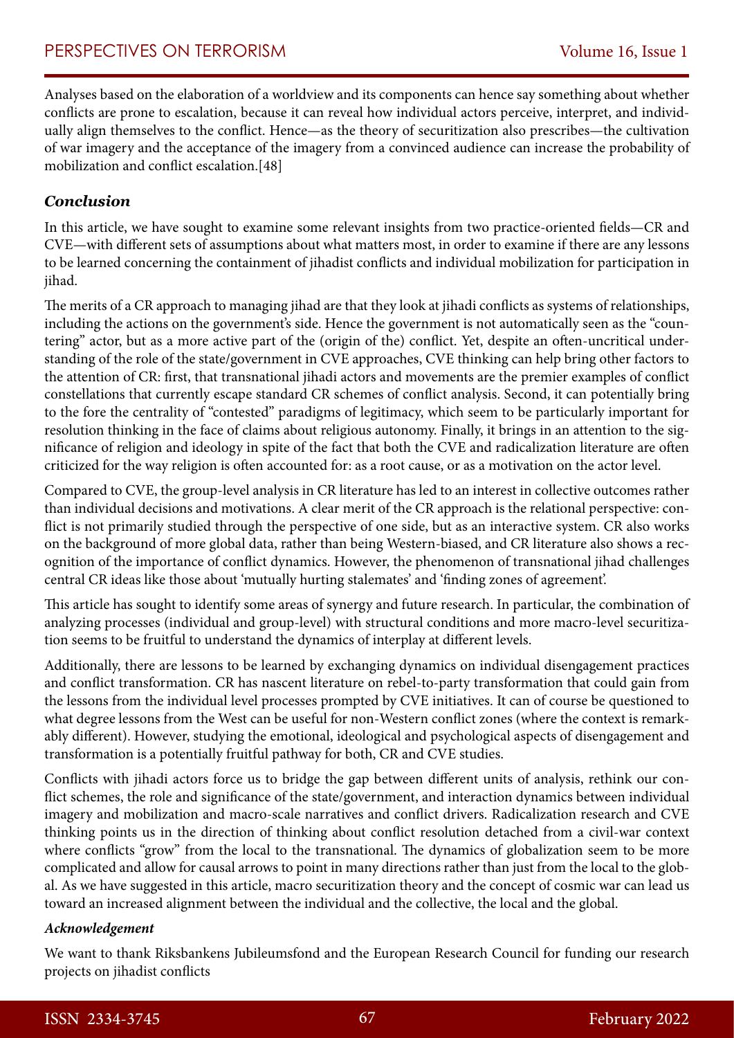Analyses based on the elaboration of a worldview and its components can hence say something about whether conflicts are prone to escalation, because it can reveal how individual actors perceive, interpret, and individually align themselves to the conflict. Hence—as the theory of securitization also prescribes—the cultivation of war imagery and the acceptance of the imagery from a convinced audience can increase the probability of mobilization and conflict escalation.[48]

### *Conclusion*

In this article, we have sought to examine some relevant insights from two practice-oriented fields—CR and CVE—with different sets of assumptions about what matters most, in order to examine if there are any lessons to be learned concerning the containment of jihadist conflicts and individual mobilization for participation in jihad.

The merits of a CR approach to managing jihad are that they look at jihadi conflicts as systems of relationships, including the actions on the government's side. Hence the government is not automatically seen as the "countering" actor, but as a more active part of the (origin of the) conflict. Yet, despite an often-uncritical understanding of the role of the state/government in CVE approaches, CVE thinking can help bring other factors to the attention of CR: first, that transnational jihadi actors and movements are the premier examples of conflict constellations that currently escape standard CR schemes of conflict analysis. Second, it can potentially bring to the fore the centrality of "contested" paradigms of legitimacy, which seem to be particularly important for resolution thinking in the face of claims about religious autonomy. Finally, it brings in an attention to the significance of religion and ideology in spite of the fact that both the CVE and radicalization literature are often criticized for the way religion is often accounted for: as a root cause, or as a motivation on the actor level.

Compared to CVE, the group-level analysis in CR literature has led to an interest in collective outcomes rather than individual decisions and motivations. A clear merit of the CR approach is the relational perspective: conflict is not primarily studied through the perspective of one side, but as an interactive system. CR also works on the background of more global data, rather than being Western-biased, and CR literature also shows a recognition of the importance of conflict dynamics. However, the phenomenon of transnational jihad challenges central CR ideas like those about 'mutually hurting stalemates' and 'finding zones of agreement'.

This article has sought to identify some areas of synergy and future research. In particular, the combination of analyzing processes (individual and group-level) with structural conditions and more macro-level securitization seems to be fruitful to understand the dynamics of interplay at different levels.

Additionally, there are lessons to be learned by exchanging dynamics on individual disengagement practices and conflict transformation. CR has nascent literature on rebel-to-party transformation that could gain from the lessons from the individual level processes prompted by CVE initiatives. It can of course be questioned to what degree lessons from the West can be useful for non-Western conflict zones (where the context is remarkably different). However, studying the emotional, ideological and psychological aspects of disengagement and transformation is a potentially fruitful pathway for both, CR and CVE studies.

Conflicts with jihadi actors force us to bridge the gap between different units of analysis, rethink our conflict schemes, the role and significance of the state/government, and interaction dynamics between individual imagery and mobilization and macro-scale narratives and conflict drivers. Radicalization research and CVE thinking points us in the direction of thinking about conflict resolution detached from a civil-war context where conflicts "grow" from the local to the transnational. The dynamics of globalization seem to be more complicated and allow for causal arrows to point in many directions rather than just from the local to the global. As we have suggested in this article, macro securitization theory and the concept of cosmic war can lead us toward an increased alignment between the individual and the collective, the local and the global.

#### *Acknowledgement*

We want to thank Riksbankens Jubileumsfond and the European Research Council for funding our research projects on jihadist conflicts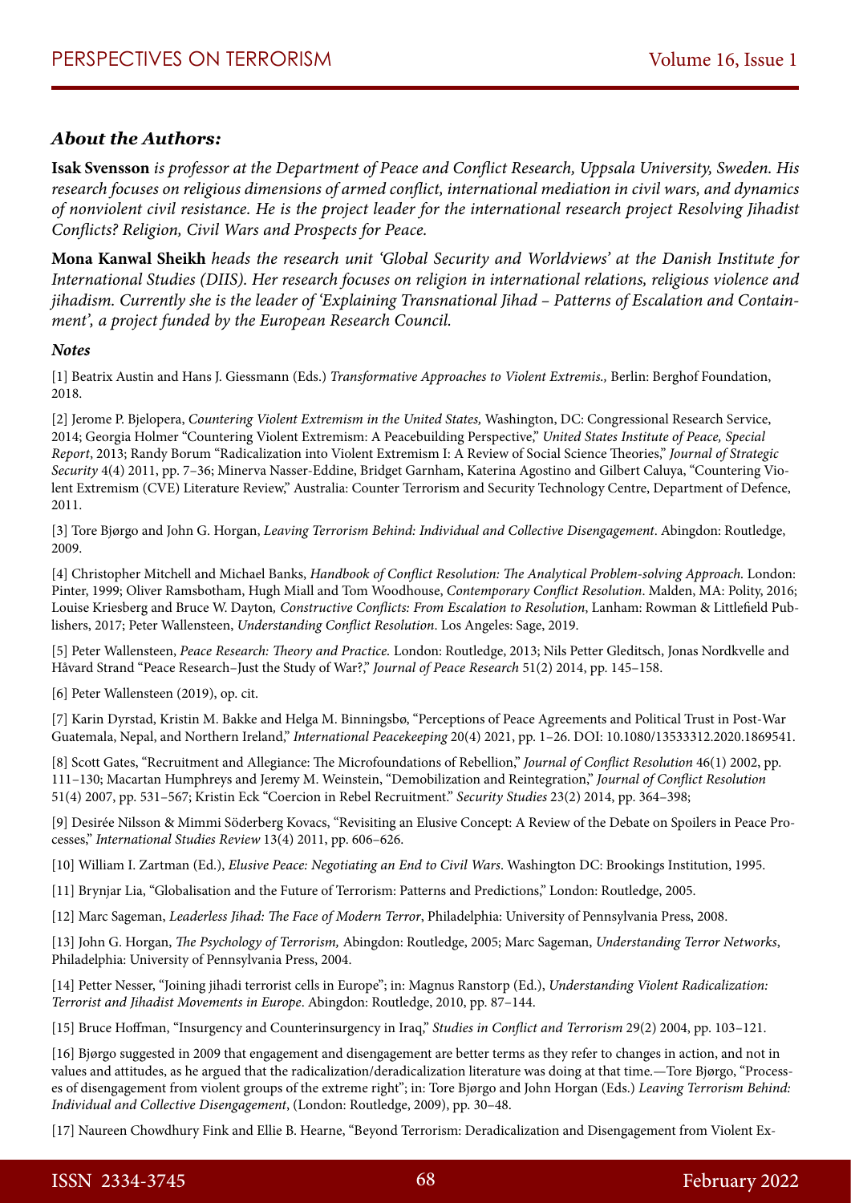### ***About the Authors:***

**Isak Svensson** *is professor at the Department of Peace and Conflict Research, Uppsala University, Sweden. His research focuses on religious dimensions of armed conflict, international mediation in civil wars, and dynamics of nonviolent civil resistance. He is the project leader for the international research project Resolving Jihadist Conflicts? Religion, Civil Wars and Prospects for Peace.*

**Mona Kanwal Sheikh** *heads the research unit 'Global Security and Worldviews' at the Danish Institute for International Studies (DIIS). Her research focuses on religion in international relations, religious violence and jihadism. Currently she is the leader of 'Explaining Transnational Jihad – Patterns of Escalation and Containment', a project funded by the European Research Council.*

***Notes***

[1] Beatrix Austin and Hans J. Giessmann (Eds.) *Transformative Approaches to Violent Extremis.,* Berlin: Berghof Foundation, 2018.

[2] Jerome P. Bjelopera, *Countering Violent Extremism in the United States,* Washington, DC: Congressional Research Service, 2014; Georgia Holmer "Countering Violent Extremism: A Peacebuilding Perspective," *United States Institute of Peace, Special Report*, 2013; Randy Borum "Radicalization into Violent Extremism I: A Review of Social Science Theories," *Journal of Strategic Security* 4(4) 2011, pp. 7–36; Minerva Nasser-Eddine, Bridget Garnham, Katerina Agostino and Gilbert Caluya, "Countering Violent Extremism (CVE) Literature Review," Australia: Counter Terrorism and Security Technology Centre, Department of Defence, 2011.

[3] Tore Bjørgo and John G. Horgan, *Leaving Terrorism Behind: Individual and Collective Disengagement*. Abingdon: Routledge, 2009.

[4] Christopher Mitchell and Michael Banks, *Handbook of Conflict Resolution: The Analytical Problem-solving Approach.* London: Pinter, 1999; Oliver Ramsbotham, Hugh Miall and Tom Woodhouse, *Contemporary Conflict Resolution*. Malden, MA: Polity, 2016; Louise Kriesberg and Bruce W. Dayton*, Constructive Conflicts: From Escalation to Resolution*, Lanham: Rowman & Littlefield Publishers, 2017; Peter Wallensteen, *Understanding Conflict Resolution*. Los Angeles: Sage, 2019.

[5] Peter Wallensteen, *Peace Research: Theory and Practice.* London: Routledge, 2013; Nils Petter Gleditsch, Jonas Nordkvelle and Håvard Strand "Peace Research–Just the Study of War?," *Journal of Peace Research* 51(2) 2014, pp. 145–158.

[6] Peter Wallensteen (2019), op. cit.

[7] Karin Dyrstad, Kristin M. Bakke and Helga M. Binningsbø, "Perceptions of Peace Agreements and Political Trust in Post-War Guatemala, Nepal, and Northern Ireland," *International Peacekeeping* 20(4) 2021, pp. 1–26. DOI: 10.1080/13533312.2020.1869541.

[8] Scott Gates, "Recruitment and Allegiance: The Microfoundations of Rebellion," *Journal of Conflict Resolution* 46(1) 2002, pp. 111–130; Macartan Humphreys and Jeremy M. Weinstein, "Demobilization and Reintegration," *Journal of Conflict Resolution* 51(4) 2007, pp. 531–567; Kristin Eck "Coercion in Rebel Recruitment." *Security Studies* 23(2) 2014, pp. 364–398;

[9] Desirée Nilsson & Mimmi Söderberg Kovacs, "Revisiting an Elusive Concept: A Review of the Debate on Spoilers in Peace Processes," *International Studies Review* 13(4) 2011, pp. 606–626.

[10] William I. Zartman (Ed.), *Elusive Peace: Negotiating an End to Civil Wars*. Washington DC: Brookings Institution, 1995.

[11] Brynjar Lia, "Globalisation and the Future of Terrorism: Patterns and Predictions," London: Routledge, 2005.

[12] Marc Sageman, *Leaderless Jihad: The Face of Modern Terror*, Philadelphia: University of Pennsylvania Press, 2008.

[13] John G. Horgan, *The Psychology of Terrorism,* Abingdon: Routledge, 2005; Marc Sageman, *Understanding Terror Networks*, Philadelphia: University of Pennsylvania Press, 2004.

[14] Petter Nesser, "Joining jihadi terrorist cells in Europe"; in: Magnus Ranstorp (Ed.), *Understanding Violent Radicalization: Terrorist and Jihadist Movements in Europe*. Abingdon: Routledge, 2010, pp. 87–144.

[15] Bruce Hoffman, "Insurgency and Counterinsurgency in Iraq," *Studies in Conflict and Terrorism* 29(2) 2004, pp. 103–121.

[16] Bjørgo suggested in 2009 that engagement and disengagement are better terms as they refer to changes in action, and not in values and attitudes, as he argued that the radicalization/deradicalization literature was doing at that time.—Tore Bjørgo, "Processes of disengagement from violent groups of the extreme right"; in: Tore Bjørgo and John Horgan (Eds.) *Leaving Terrorism Behind: Individual and Collective Disengagement*, (London: Routledge, 2009), pp. 30–48.

[17] Naureen Chowdhury Fink and Ellie B. Hearne, "Beyond Terrorism: Deradicalization and Disengagement from Violent Ex-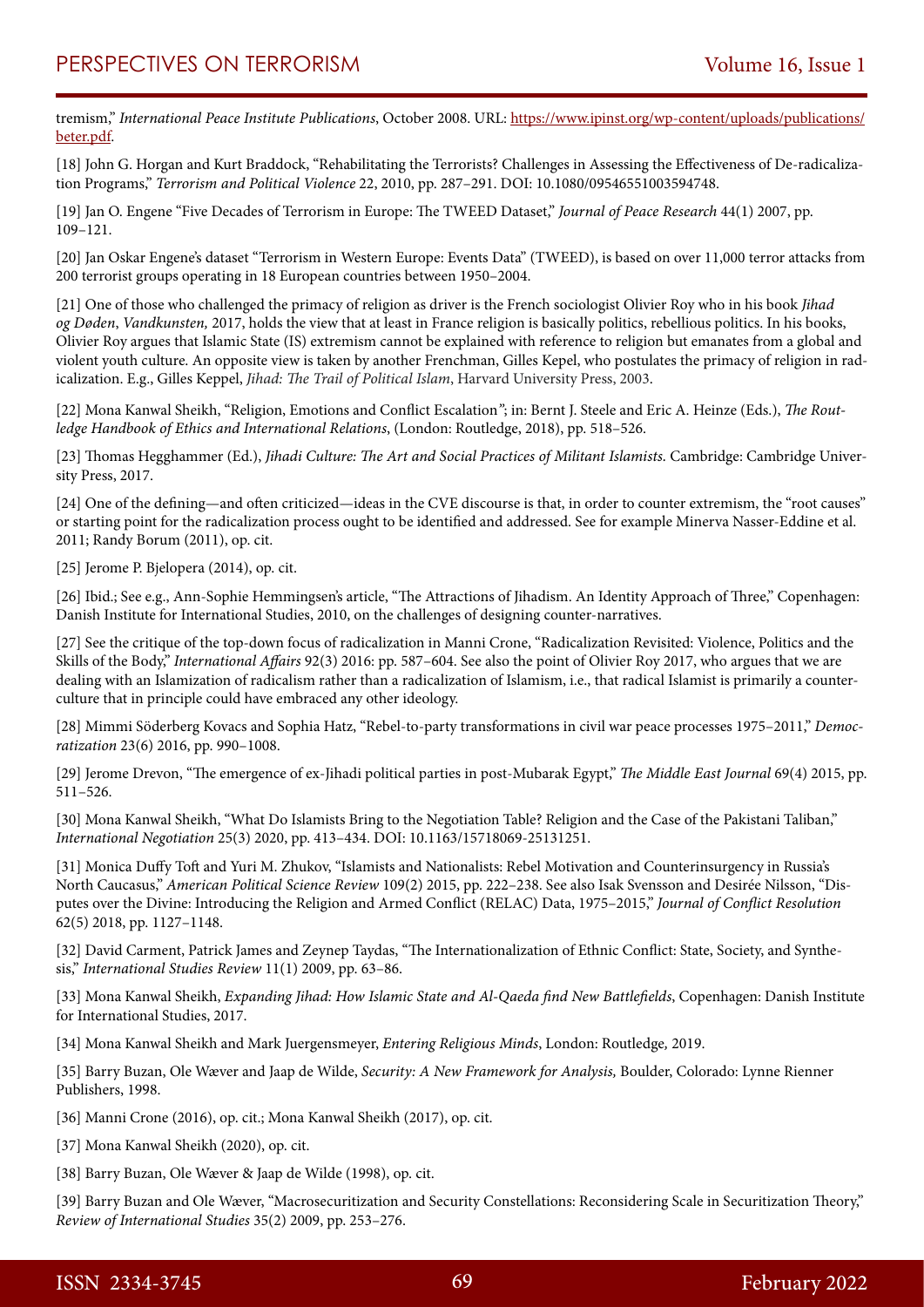tremism," *International Peace Institute Publications*, October 2008. URL: [https://www.ipinst.org/wp-content/uploads/publications/beter.pdf](https://www.ipinst.org/wp-content/uploads/publications/beter.pdf).

[18] John G. Horgan and Kurt Braddock, "Rehabilitating the Terrorists? Challenges in Assessing the Effectiveness of De-radicalization Programs," *Terrorism and Political Violence* 22, 2010, pp. 287–291. DOI: 10.1080/09546551003594748.

[19] Jan O. Engene "Five Decades of Terrorism in Europe: The TWEED Dataset," *Journal of Peace Research* 44(1) 2007, pp. 109–121.

[20] Jan Oskar Engene's dataset "Terrorism in Western Europe: Events Data" (TWEED), is based on over 11,000 terror attacks from 200 terrorist groups operating in 18 European countries between 1950–2004.

[21] One of those who challenged the primacy of religion as driver is the French sociologist Olivier Roy who in his book *Jihad og Døden*, *Vandkunsten,* 2017, holds the view that at least in France religion is basically politics, rebellious politics. In his books, Olivier Roy argues that Islamic State (IS) extremism cannot be explained with reference to religion but emanates from a global and violent youth culture. An opposite view is taken by another Frenchman, Gilles Kepel, who postulates the primacy of religion in radicalization. E.g., Gilles Keppel, *Jihad: The Trail of Political Islam*, Harvard University Press, 2003.

[22] Mona Kanwal Sheikh, "Religion, Emotions and Conflict Escalation"; in: Bernt J. Steele and Eric A. Heinze (Eds.), *The Routledge Handbook of Ethics and International Relations*, (London: Routledge, 2018), pp. 518–526.

[23] Thomas Hegghammer (Ed.), *Jihadi Culture: The Art and Social Practices of Militant Islamists.* Cambridge: Cambridge University Press, 2017.

[24] One of the defining—and often criticized—ideas in the CVE discourse is that, in order to counter extremism, the "root causes" or starting point for the radicalization process ought to be identified and addressed. See for example Minerva Nasser-Eddine et al. 2011; Randy Borum (2011), op. cit.

[25] Jerome P. Bjelopera (2014), op. cit.

[26] Ibid.; See e.g., Ann-Sophie Hemmingsen's article, "The Attractions of Jihadism. An Identity Approach of Three," Copenhagen: Danish Institute for International Studies, 2010, on the challenges of designing counter-narratives.

[27] See the critique of the top-down focus of radicalization in Manni Crone, "Radicalization Revisited: Violence, Politics and the Skills of the Body," *International Affairs* 92(3) 2016: pp. 587–604. See also the point of Olivier Roy 2017, who argues that we are dealing with an Islamization of radicalism rather than a radicalization of Islamism, i.e., that radical Islamist is primarily a counter-culture that in principle could have embraced any other ideology.

[28] Mimmi Söderberg Kovacs and Sophia Hatz, "Rebel-to-party transformations in civil war peace processes 1975–2011," *Democratization* 23(6) 2016, pp. 990–1008.

[29] Jerome Drevon, "The emergence of ex-Jihadi political parties in post-Mubarak Egypt," *The Middle East Journal* 69(4) 2015, pp. 511–526.

[30] Mona Kanwal Sheikh, "What Do Islamists Bring to the Negotiation Table? Religion and the Case of the Pakistani Taliban," *International Negotiation* 25(3) 2020, pp. 413–434. DOI: 10.1163/15718069-25131251.

[31] Monica Duffy Toft and Yuri M. Zhukov, "Islamists and Nationalists: Rebel Motivation and Counterinsurgency in Russia's North Caucasus," *American Political Science Review* 109(2) 2015, pp. 222–238. See also Isak Svensson and Desirée Nilsson, "Disputes over the Divine: Introducing the Religion and Armed Conflict (RELAC) Data, 1975–2015," *Journal of Conflict Resolution* 62(5) 2018, pp. 1127–1148.

[32] David Carment, Patrick James and Zeynep Taydas, "The Internationalization of Ethnic Conflict: State, Society, and Synthesis," *International Studies Review* 11(1) 2009, pp. 63–86.

[33] Mona Kanwal Sheikh, *Expanding Jihad: How Islamic State and Al-Qaeda find New Battlefields*, Copenhagen: Danish Institute for International Studies, 2017.

[34] Mona Kanwal Sheikh and Mark Juergensmeyer, *Entering Religious Minds*, London: Routledge*,* 2019.

[35] Barry Buzan, Ole Wæver and Jaap de Wilde, *Security: A New Framework for Analysis,* Boulder, Colorado: Lynne Rienner Publishers, 1998.

[36] Manni Crone (2016), op. cit.; Mona Kanwal Sheikh (2017), op. cit.

[37] Mona Kanwal Sheikh (2020), op. cit.

[38] Barry Buzan, Ole Wæver & Jaap de Wilde (1998), op. cit.

[39] Barry Buzan and Ole Wæver, "Macrosecuritization and Security Constellations: Reconsidering Scale in Securitization Theory," *Review of International Studies* 35(2) 2009, pp. 253–276.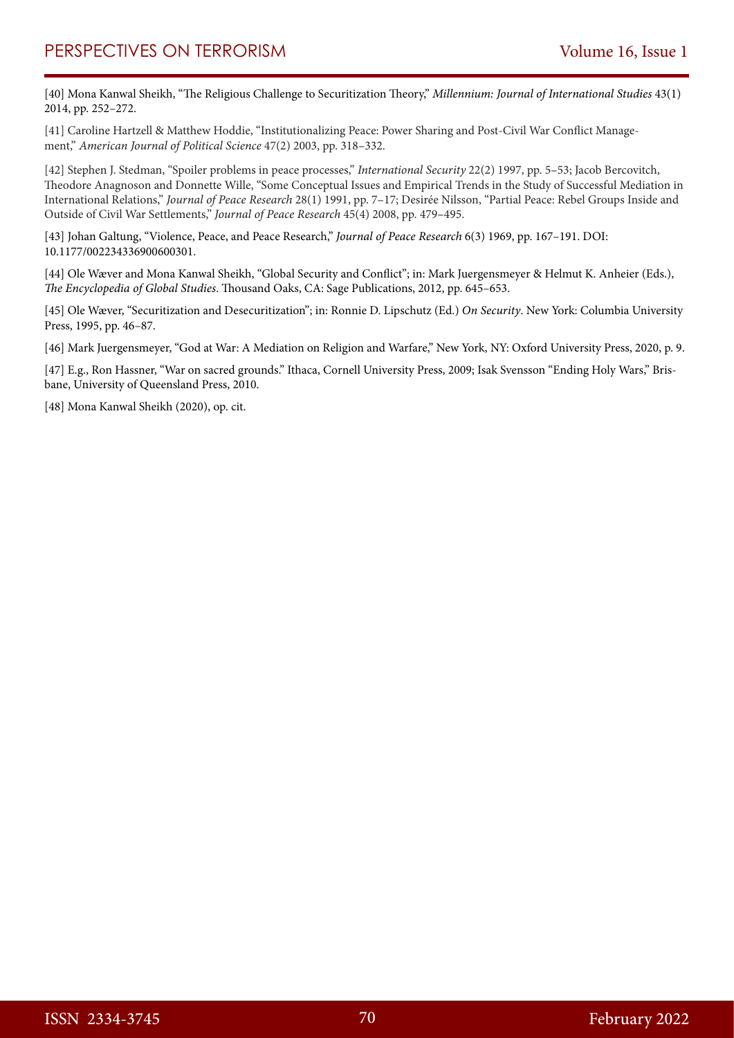[40] Mona Kanwal Sheikh, "The Religious Challenge to Securitization Theory," *Millennium: Journal of International Studies* 43(1) 2014, pp. 252–272.

[41] Caroline Hartzell & Matthew Hoddie, "Institutionalizing Peace: Power Sharing and Post-Civil War Conflict Management," *American Journal of Political Science* 47(2) 2003, pp. 318–332.

[42] Stephen J. Stedman, "Spoiler problems in peace processes," *International Security* 22(2) 1997, pp. 5–53; Jacob Bercovitch, Theodore Anagnoson and Donnette Wille, "Some Conceptual Issues and Empirical Trends in the Study of Successful Mediation in International Relations," *Journal of Peace Research* 28(1) 1991, pp. 7–17; Desirée Nilsson, "Partial Peace: Rebel Groups Inside and Outside of Civil War Settlements," *Journal of Peace Research* 45(4) 2008, pp. 479–495.

[43] Johan Galtung, "Violence, Peace, and Peace Research," *Journal of Peace Research* 6(3) 1969, pp. 167–191. DOI: 10.1177/002234336900600301.

[44] Ole Wæver and Mona Kanwal Sheikh, "Global Security and Conflict"; in: Mark Juergensmeyer & Helmut K. Anheier (Eds.), *The Encyclopedia of Global Studies*. Thousand Oaks, CA: Sage Publications, 2012, pp. 645–653.

[45] Ole Wæver, "Securitization and Desecuritization"; in: Ronnie D. Lipschutz (Ed.) *On Security*. New York: Columbia University Press, 1995, pp. 46–87.

[46] Mark Juergensmeyer, "God at War: A Mediation on Religion and Warfare," New York, NY: Oxford University Press, 2020, p. 9.

[47] E.g., Ron Hassner, "War on sacred grounds." Ithaca, Cornell University Press, 2009; Isak Svensson "Ending Holy Wars," Brisbane, University of Queensland Press, 2010.

[48] Mona Kanwal Sheikh (2020), op. cit.